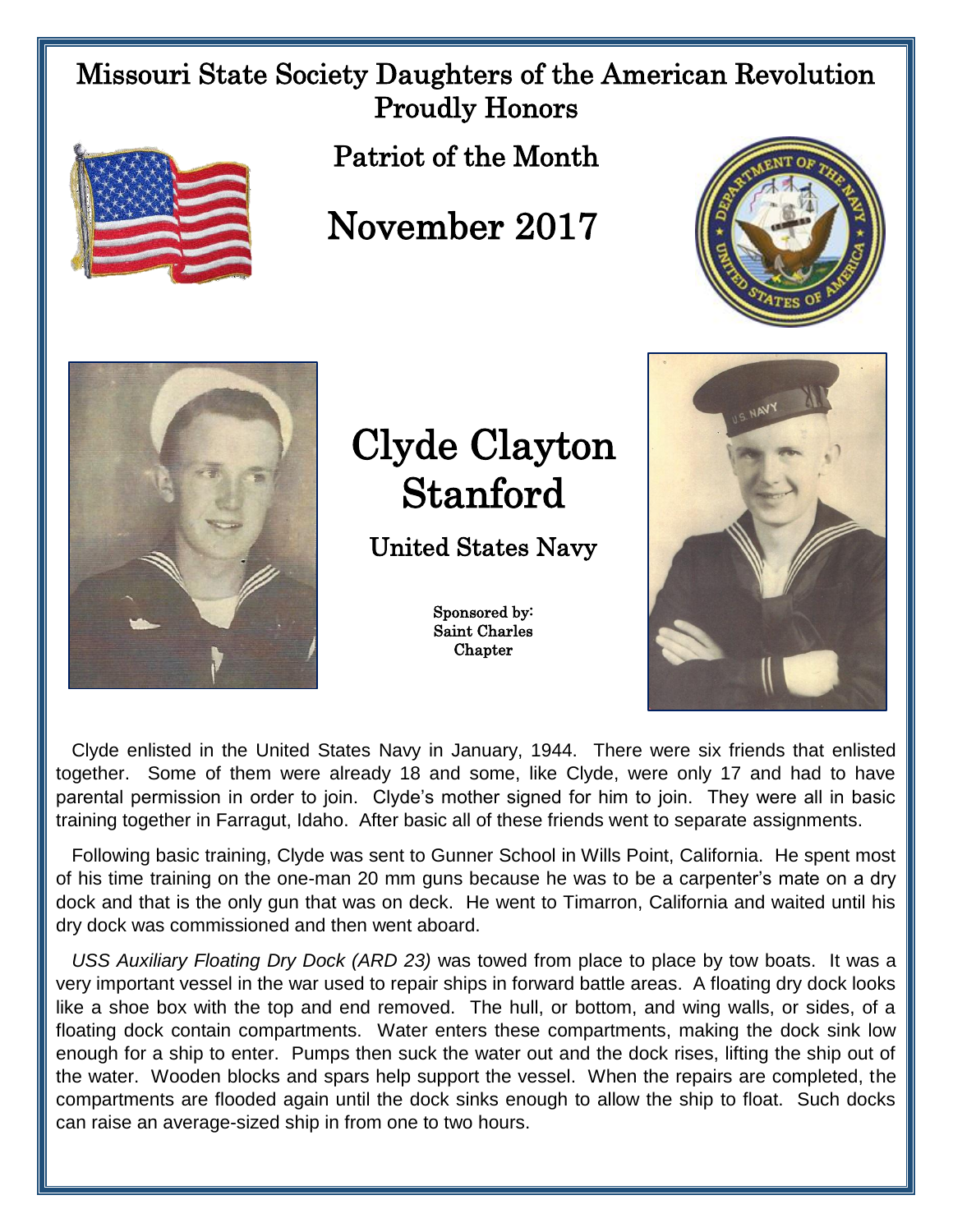# Missouri State Society Daughters of the American Revolution Proudly Honors

## Patriot of the Month

# November 2017

# Clyde Clayton Stanford

## United States Navy

Sponsored by:
Saint Charles Chapter

Clyde enlisted in the United States Navy in January, 1944. There were six friends that enlisted together. Some of them were already 18 and some, like Clyde, were only 17 and had to have parental permission in order to join. Clyde's mother signed for him to join. They were all in basic training together in Farragut, Idaho. After basic all of these friends went to separate assignments.

Following basic training, Clyde was sent to Gunner School in Wills Point, California. He spent most of his time training on the one-man 20 mm guns because he was to be a carpenter's mate on a dry dock and that is the only gun that was on deck. He went to Timarron, California and waited until his dry dock was commissioned and then went aboard.

*USS Auxiliary Floating Dry Dock (ARD 23)* was towed from place to place by tow boats. It was a very important vessel in the war used to repair ships in forward battle areas. A floating dry dock looks like a shoe box with the top and end removed. The hull, or bottom, and wing walls, or sides, of a floating dock contain compartments. Water enters these compartments, making the dock sink low enough for a ship to enter. Pumps then suck the water out and the dock rises, lifting the ship out of the water. Wooden blocks and spars help support the vessel. When the repairs are completed, the compartments are flooded again until the dock sinks enough to allow the ship to float. Such docks can raise an average-sized ship in from one to two hours.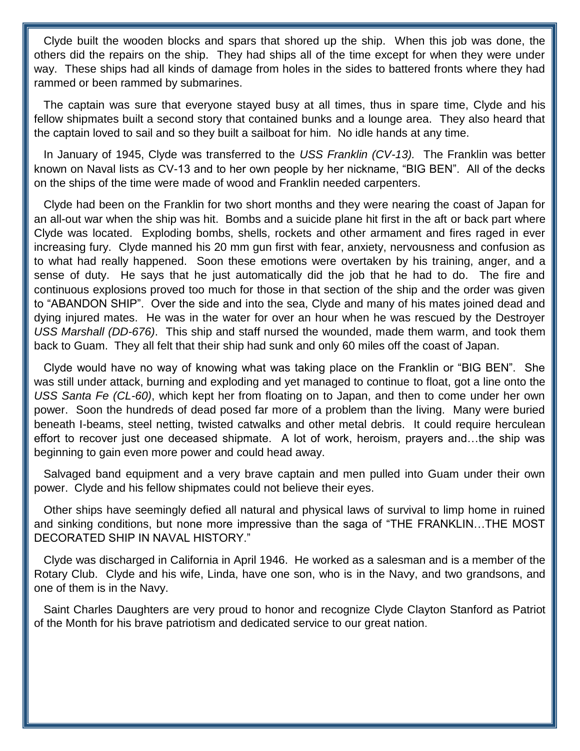Clyde built the wooden blocks and spars that shored up the ship. When this job was done, the others did the repairs on the ship. They had ships all of the time except for when they were under way. These ships had all kinds of damage from holes in the sides to battered fronts where they had rammed or been rammed by submarines.

The captain was sure that everyone stayed busy at all times, thus in spare time, Clyde and his fellow shipmates built a second story that contained bunks and a lounge area. They also heard that the captain loved to sail and so they built a sailboat for him. No idle hands at any time.

In January of 1945, Clyde was transferred to the *USS Franklin (CV-13).* The Franklin was better known on Naval lists as CV-13 and to her own people by her nickname, "BIG BEN". All of the decks on the ships of the time were made of wood and Franklin needed carpenters.

Clyde had been on the Franklin for two short months and they were nearing the coast of Japan for an all-out war when the ship was hit. Bombs and a suicide plane hit first in the aft or back part where Clyde was located. Exploding bombs, shells, rockets and other armament and fires raged in ever increasing fury. Clyde manned his 20 mm gun first with fear, anxiety, nervousness and confusion as to what had really happened. Soon these emotions were overtaken by his training, anger, and a sense of duty. He says that he just automatically did the job that he had to do. The fire and continuous explosions proved too much for those in that section of the ship and the order was given to "ABANDON SHIP". Over the side and into the sea, Clyde and many of his mates joined dead and dying injured mates. He was in the water for over an hour when he was rescued by the Destroyer *USS Marshall (DD-676)*. This ship and staff nursed the wounded, made them warm, and took them back to Guam. They all felt that their ship had sunk and only 60 miles off the coast of Japan.

Clyde would have no way of knowing what was taking place on the Franklin or "BIG BEN". She was still under attack, burning and exploding and yet managed to continue to float, got a line onto the *USS Santa Fe (CL-60)*, which kept her from floating on to Japan, and then to come under her own power. Soon the hundreds of dead posed far more of a problem than the living. Many were buried beneath I-beams, steel netting, twisted catwalks and other metal debris. It could require herculean effort to recover just one deceased shipmate. A lot of work, heroism, prayers and…the ship was beginning to gain even more power and could head away.

Salvaged band equipment and a very brave captain and men pulled into Guam under their own power. Clyde and his fellow shipmates could not believe their eyes.

Other ships have seemingly defied all natural and physical laws of survival to limp home in ruined and sinking conditions, but none more impressive than the saga of "THE FRANKLIN…THE MOST DECORATED SHIP IN NAVAL HISTORY."

Clyde was discharged in California in April 1946. He worked as a salesman and is a member of the Rotary Club. Clyde and his wife, Linda, have one son, who is in the Navy, and two grandsons, and one of them is in the Navy.

Saint Charles Daughters are very proud to honor and recognize Clyde Clayton Stanford as Patriot of the Month for his brave patriotism and dedicated service to our great nation.